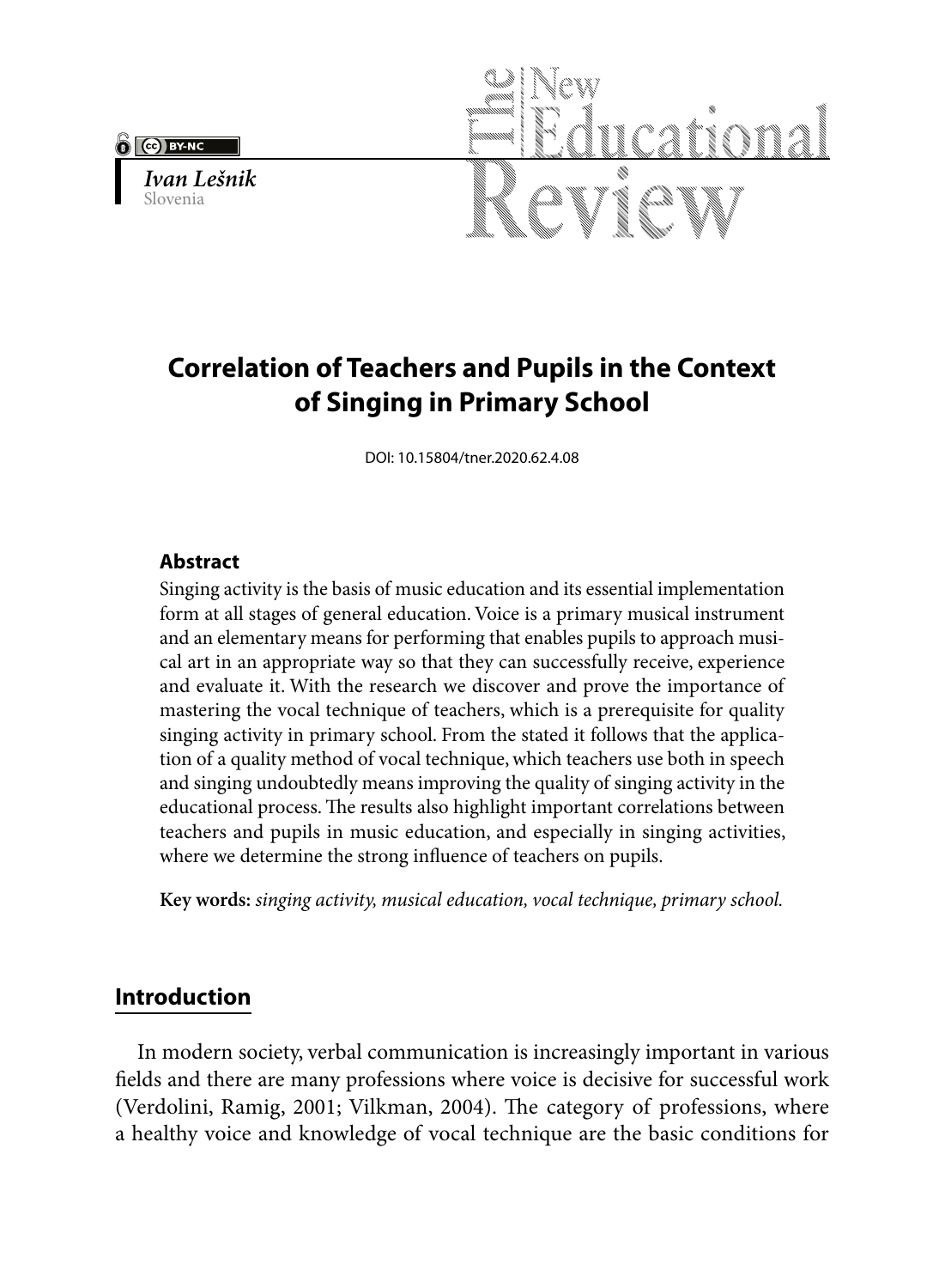*Ivan Lešnik*
Slovenia

# Correlation of Teachers and Pupils in the Context of Singing in Primary School

DOI: 10.15804/tner.2020.62.4.08

### Abstract

Singing activity is the basis of music education and its essential implementation form at all stages of general education. Voice is a primary musical instrument and an elementary means for performing that enables pupils to approach musical art in an appropriate way so that they can successfully receive, experience and evaluate it. With the research we discover and prove the importance of mastering the vocal technique of teachers, which is a prerequisite for quality singing activity in primary school. From the stated it follows that the application of a quality method of vocal technique, which teachers use both in speech and singing undoubtedly means improving the quality of singing activity in the educational process. The results also highlight important correlations between teachers and pupils in music education, and especially in singing activities, where we determine the strong influence of teachers on pupils.

**Key words:** *singing activity, musical education, vocal technique, primary school.*

## Introduction

In modern society, verbal communication is increasingly important in various fields and there are many professions where voice is decisive for successful work (Verdolini, Ramig, 2001; Vilkman, 2004). The category of professions, where a healthy voice and knowledge of vocal technique are the basic conditions for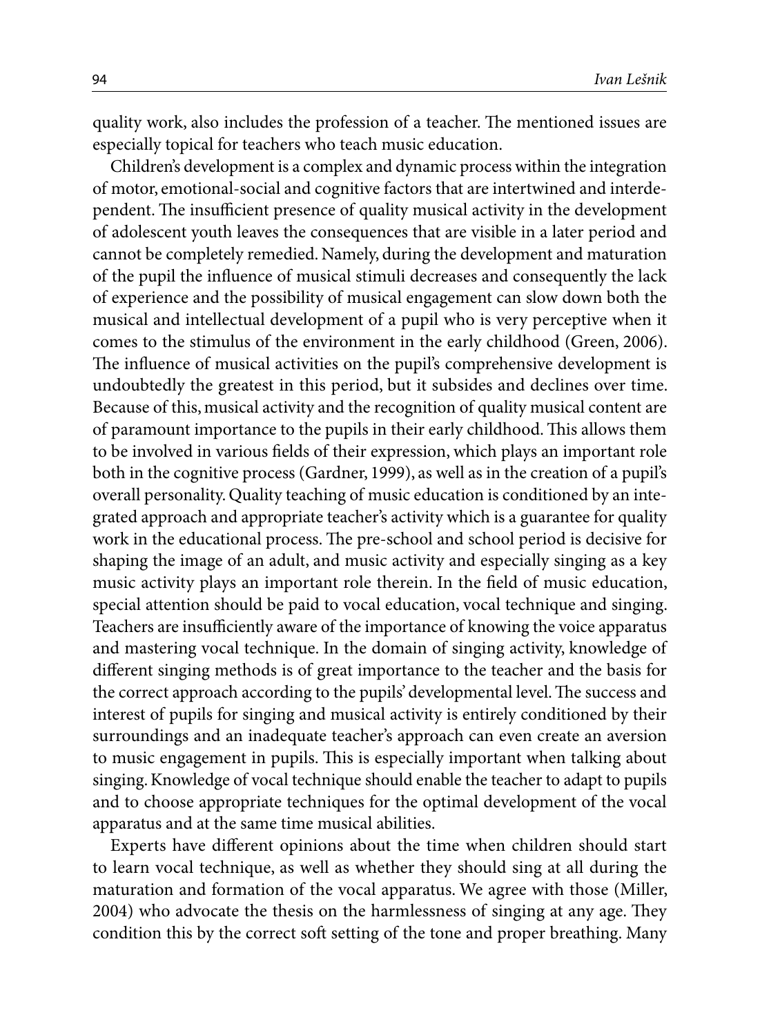quality work, also includes the profession of a teacher. The mentioned issues are especially topical for teachers who teach music education.

Children's development is a complex and dynamic process within the integration of motor, emotional-social and cognitive factors that are intertwined and interdependent. The insufficient presence of quality musical activity in the development of adolescent youth leaves the consequences that are visible in a later period and cannot be completely remedied. Namely, during the development and maturation of the pupil the influence of musical stimuli decreases and consequently the lack of experience and the possibility of musical engagement can slow down both the musical and intellectual development of a pupil who is very perceptive when it comes to the stimulus of the environment in the early childhood (Green, 2006). The influence of musical activities on the pupil's comprehensive development is undoubtedly the greatest in this period, but it subsides and declines over time. Because of this, musical activity and the recognition of quality musical content are of paramount importance to the pupils in their early childhood. This allows them to be involved in various fields of their expression, which plays an important role both in the cognitive process (Gardner, 1999), as well as in the creation of a pupil's overall personality. Quality teaching of music education is conditioned by an integrated approach and appropriate teacher's activity which is a guarantee for quality work in the educational process. The pre-school and school period is decisive for shaping the image of an adult, and music activity and especially singing as a key music activity plays an important role therein. In the field of music education, special attention should be paid to vocal education, vocal technique and singing. Teachers are insufficiently aware of the importance of knowing the voice apparatus and mastering vocal technique. In the domain of singing activity, knowledge of different singing methods is of great importance to the teacher and the basis for the correct approach according to the pupils' developmental level. The success and interest of pupils for singing and musical activity is entirely conditioned by their surroundings and an inadequate teacher's approach can even create an aversion to music engagement in pupils. This is especially important when talking about singing. Knowledge of vocal technique should enable the teacher to adapt to pupils and to choose appropriate techniques for the optimal development of the vocal apparatus and at the same time musical abilities.

Experts have different opinions about the time when children should start to learn vocal technique, as well as whether they should sing at all during the maturation and formation of the vocal apparatus. We agree with those (Miller, 2004) who advocate the thesis on the harmlessness of singing at any age. They condition this by the correct soft setting of the tone and proper breathing. Many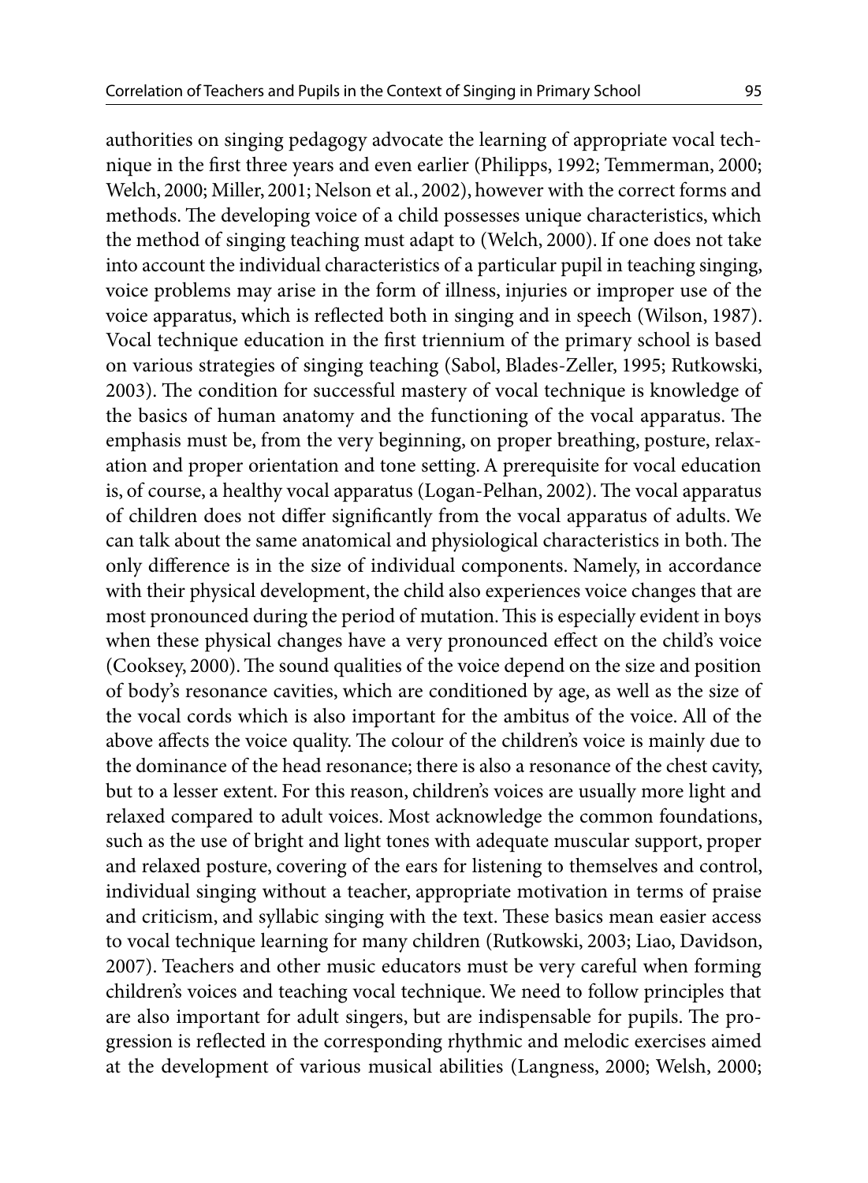authorities on singing pedagogy advocate the learning of appropriate vocal technique in the first three years and even earlier (Philipps, 1992; Temmerman, 2000; Welch, 2000; Miller, 2001; Nelson et al., 2002), however with the correct forms and methods. The developing voice of a child possesses unique characteristics, which the method of singing teaching must adapt to (Welch, 2000). If one does not take into account the individual characteristics of a particular pupil in teaching singing, voice problems may arise in the form of illness, injuries or improper use of the voice apparatus, which is reflected both in singing and in speech (Wilson, 1987). Vocal technique education in the first triennium of the primary school is based on various strategies of singing teaching (Sabol, Blades-Zeller, 1995; Rutkowski, 2003). The condition for successful mastery of vocal technique is knowledge of the basics of human anatomy and the functioning of the vocal apparatus. The emphasis must be, from the very beginning, on proper breathing, posture, relaxation and proper orientation and tone setting. A prerequisite for vocal education is, of course, a healthy vocal apparatus (Logan-Pelhan, 2002). The vocal apparatus of children does not differ significantly from the vocal apparatus of adults. We can talk about the same anatomical and physiological characteristics in both. The only difference is in the size of individual components. Namely, in accordance with their physical development, the child also experiences voice changes that are most pronounced during the period of mutation. This is especially evident in boys when these physical changes have a very pronounced effect on the child's voice (Cooksey, 2000). The sound qualities of the voice depend on the size and position of body's resonance cavities, which are conditioned by age, as well as the size of the vocal cords which is also important for the ambitus of the voice. All of the above affects the voice quality. The colour of the children's voice is mainly due to the dominance of the head resonance; there is also a resonance of the chest cavity, but to a lesser extent. For this reason, children's voices are usually more light and relaxed compared to adult voices. Most acknowledge the common foundations, such as the use of bright and light tones with adequate muscular support, proper and relaxed posture, covering of the ears for listening to themselves and control, individual singing without a teacher, appropriate motivation in terms of praise and criticism, and syllabic singing with the text. These basics mean easier access to vocal technique learning for many children (Rutkowski, 2003; Liao, Davidson, 2007). Teachers and other music educators must be very careful when forming children's voices and teaching vocal technique. We need to follow principles that are also important for adult singers, but are indispensable for pupils. The progression is reflected in the corresponding rhythmic and melodic exercises aimed at the development of various musical abilities (Langness, 2000; Welsh, 2000;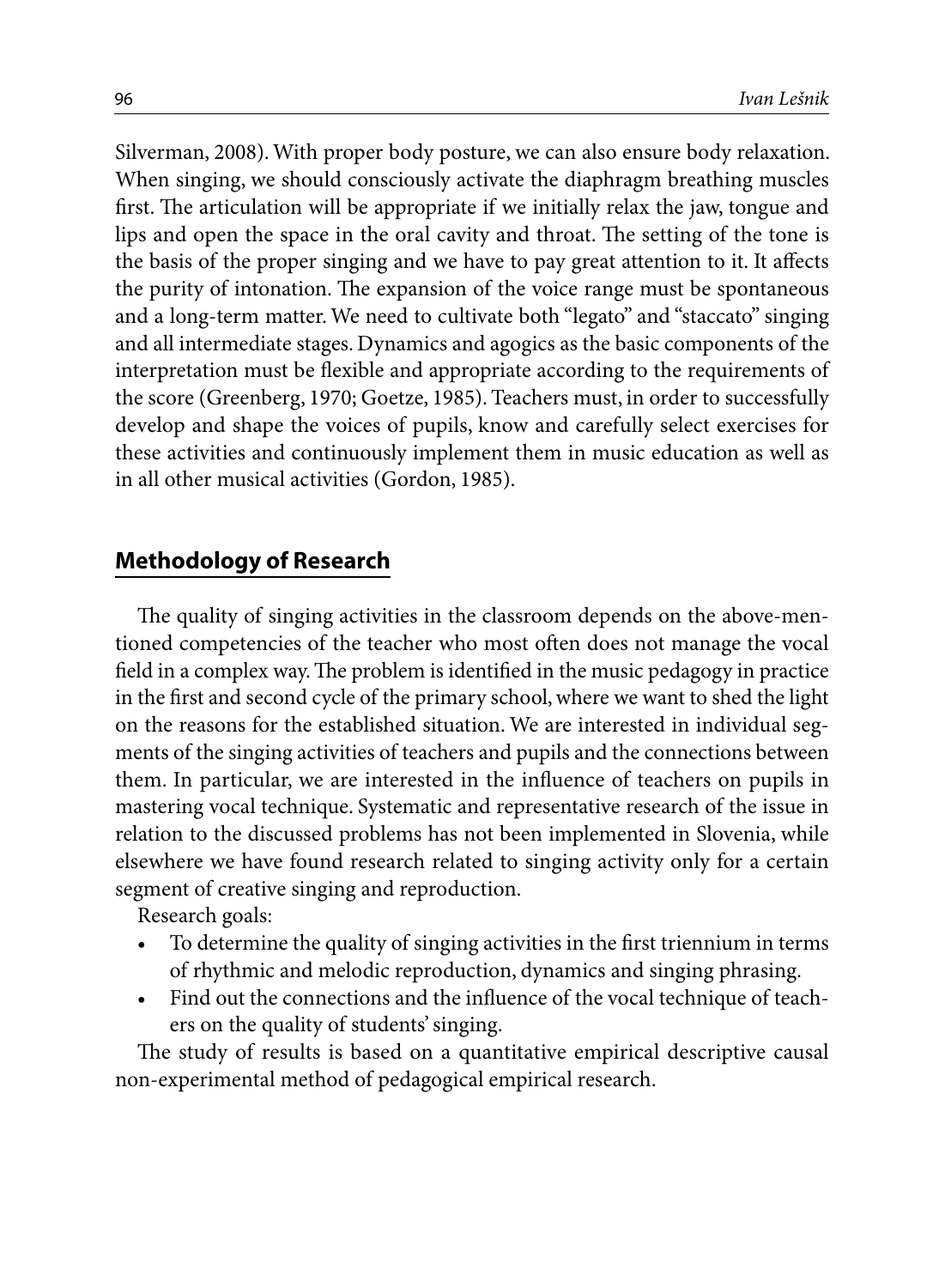Silverman, 2008). With proper body posture, we can also ensure body relaxation. When singing, we should consciously activate the diaphragm breathing muscles first. The articulation will be appropriate if we initially relax the jaw, tongue and lips and open the space in the oral cavity and throat. The setting of the tone is the basis of the proper singing and we have to pay great attention to it. It affects the purity of intonation. The expansion of the voice range must be spontaneous and a long-term matter. We need to cultivate both "legato" and "staccato" singing and all intermediate stages. Dynamics and agogics as the basic components of the interpretation must be flexible and appropriate according to the requirements of the score (Greenberg, 1970; Goetze, 1985). Teachers must, in order to successfully develop and shape the voices of pupils, know and carefully select exercises for these activities and continuously implement them in music education as well as in all other musical activities (Gordon, 1985).

## Methodology of Research

The quality of singing activities in the classroom depends on the above-mentioned competencies of the teacher who most often does not manage the vocal field in a complex way. The problem is identified in the music pedagogy in practice in the first and second cycle of the primary school, where we want to shed the light on the reasons for the established situation. We are interested in individual segments of the singing activities of teachers and pupils and the connections between them. In particular, we are interested in the influence of teachers on pupils in mastering vocal technique. Systematic and representative research of the issue in relation to the discussed problems has not been implemented in Slovenia, while elsewhere we have found research related to singing activity only for a certain segment of creative singing and reproduction.

Research goals:

- To determine the quality of singing activities in the first triennium in terms of rhythmic and melodic reproduction, dynamics and singing phrasing.
- Find out the connections and the influence of the vocal technique of teachers on the quality of students' singing.

The study of results is based on a quantitative empirical descriptive causal non-experimental method of pedagogical empirical research.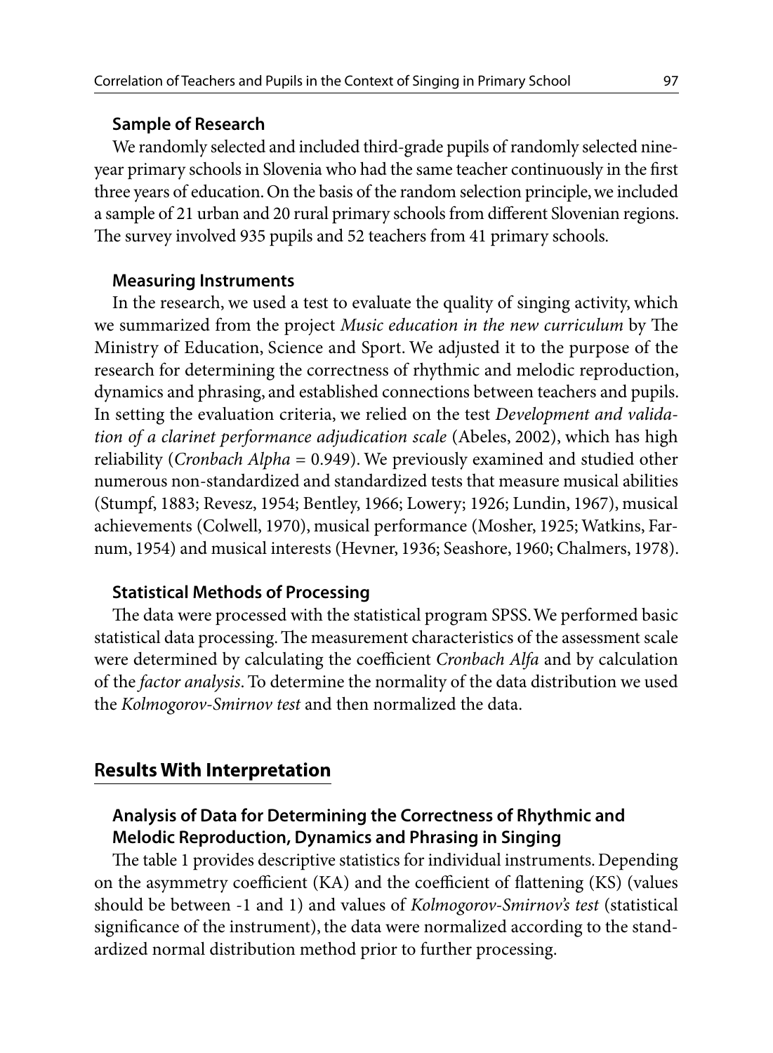### Sample of Research

We randomly selected and included third-grade pupils of randomly selected nine-year primary schools in Slovenia who had the same teacher continuously in the first three years of education. On the basis of the random selection principle, we included a sample of 21 urban and 20 rural primary schools from different Slovenian regions. The survey involved 935 pupils and 52 teachers from 41 primary schools.

### Measuring Instruments

In the research, we used a test to evaluate the quality of singing activity, which we summarized from the project *Music education in the new curriculum* by The Ministry of Education, Science and Sport. We adjusted it to the purpose of the research for determining the correctness of rhythmic and melodic reproduction, dynamics and phrasing, and established connections between teachers and pupils. In setting the evaluation criteria, we relied on the test *Development and validation of a clarinet performance adjudication scale* (Abeles, 2002), which has high reliability (*Cronbach Alpha* = 0.949). We previously examined and studied other numerous non-standardized and standardized tests that measure musical abilities (Stumpf, 1883; Revesz, 1954; Bentley, 1966; Lowery; 1926; Lundin, 1967), musical achievements (Colwell, 1970), musical performance (Mosher, 1925; Watkins, Farnum, 1954) and musical interests (Hevner, 1936; Seashore, 1960; Chalmers, 1978).

### Statistical Methods of Processing

The data were processed with the statistical program SPSS. We performed basic statistical data processing. The measurement characteristics of the assessment scale were determined by calculating the coefficient *Cronbach Alfa* and by calculation of the *factor analysis*. To determine the normality of the data distribution we used the *Kolmogorov-Smirnov test* and then normalized the data.

## Results With Interpretation

### Analysis of Data for Determining the Correctness of Rhythmic and Melodic Reproduction, Dynamics and Phrasing in Singing

The table 1 provides descriptive statistics for individual instruments. Depending on the asymmetry coefficient (KA) and the coefficient of flattening (KS) (values should be between -1 and 1) and values of *Kolmogorov-Smirnov's test* (statistical significance of the instrument), the data were normalized according to the standardized normal distribution method prior to further processing.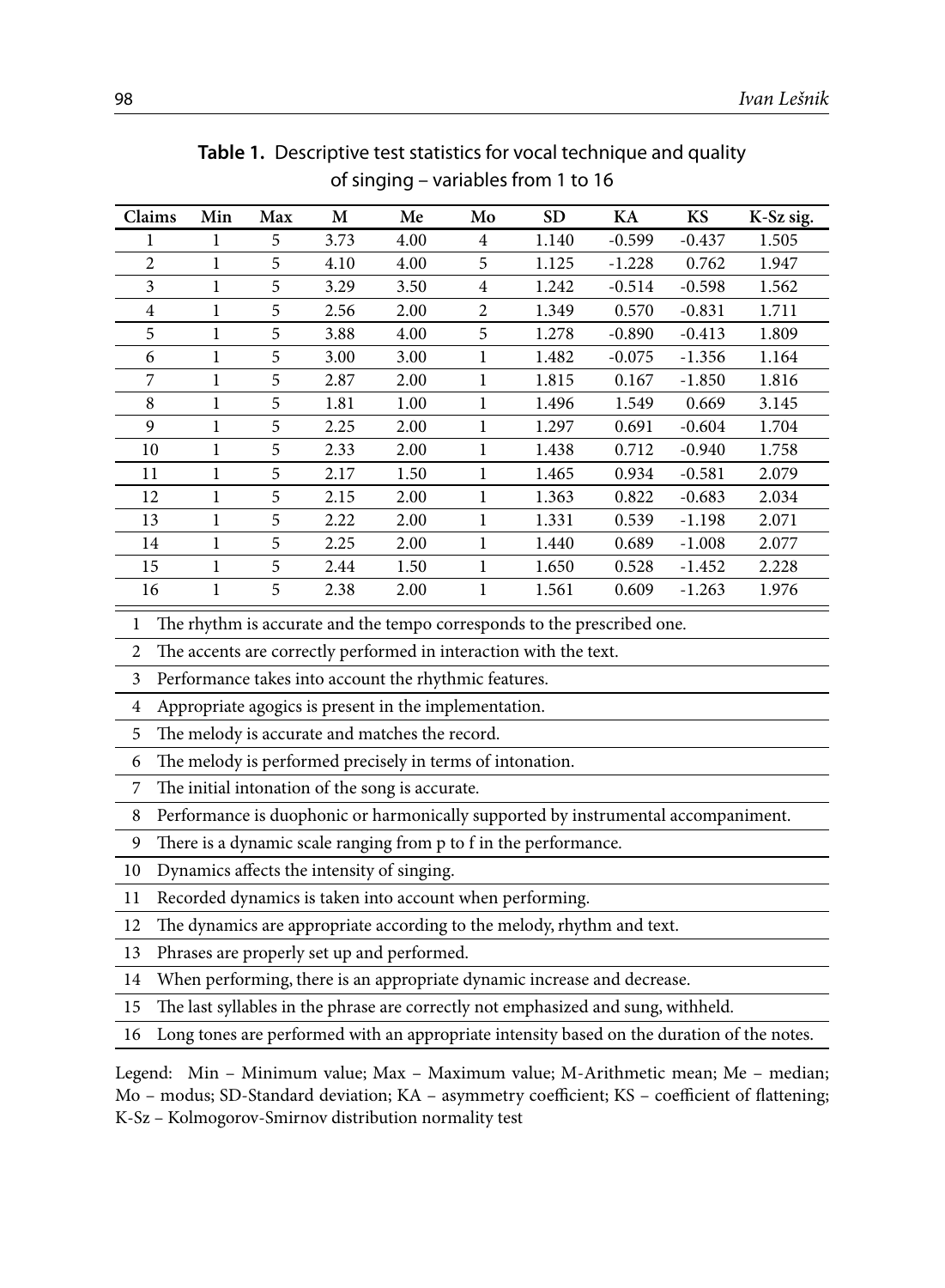**Table 1.** Descriptive test statistics for vocal technique and quality of singing – variables from 1 to 16

| Claims | Min | Max | M | Me | Mo | SD | KA | KS | K-Sz sig. |
|---|---|---|---|---|---|---|---|---|---|
| 1 | 1 | 5 | 3.73 | 4.00 | 4 | 1.140 | -0.599 | -0.437 | 1.505 |
| 2 | 1 | 5 | 4.10 | 4.00 | 5 | 1.125 | -1.228 | 0.762 | 1.947 |
| 3 | 1 | 5 | 3.29 | 3.50 | 4 | 1.242 | -0.514 | -0.598 | 1.562 |
| 4 | 1 | 5 | 2.56 | 2.00 | 2 | 1.349 | 0.570 | -0.831 | 1.711 |
| 5 | 1 | 5 | 3.88 | 4.00 | 5 | 1.278 | -0.890 | -0.413 | 1.809 |
| 6 | 1 | 5 | 3.00 | 3.00 | 1 | 1.482 | -0.075 | -1.356 | 1.164 |
| 7 | 1 | 5 | 2.87 | 2.00 | 1 | 1.815 | 0.167 | -1.850 | 1.816 |
| 8 | 1 | 5 | 1.81 | 1.00 | 1 | 1.496 | 1.549 | 0.669 | 3.145 |
| 9 | 1 | 5 | 2.25 | 2.00 | 1 | 1.297 | 0.691 | -0.604 | 1.704 |
| 10 | 1 | 5 | 2.33 | 2.00 | 1 | 1.438 | 0.712 | -0.940 | 1.758 |
| 11 | 1 | 5 | 2.17 | 1.50 | 1 | 1.465 | 0.934 | -0.581 | 2.079 |
| 12 | 1 | 5 | 2.15 | 2.00 | 1 | 1.363 | 0.822 | -0.683 | 2.034 |
| 13 | 1 | 5 | 2.22 | 2.00 | 1 | 1.331 | 0.539 | -1.198 | 2.071 |
| 14 | 1 | 5 | 2.25 | 2.00 | 1 | 1.440 | 0.689 | -1.008 | 2.077 |
| 15 | 1 | 5 | 2.44 | 1.50 | 1 | 1.650 | 0.528 | -1.452 | 2.228 |
| 16 | 1 | 5 | 2.38 | 2.00 | 1 | 1.561 | 0.609 | -1.263 | 1.976 |

| | |
|---|---|
| 1 | The rhythm is accurate and the tempo corresponds to the prescribed one. |
| 2 | The accents are correctly performed in interaction with the text. |
| 3 | Performance takes into account the rhythmic features. |
| 4 | Appropriate agogics is present in the implementation. |
| 5 | The melody is accurate and matches the record. |
| 6 | The melody is performed precisely in terms of intonation. |
| 7 | The initial intonation of the song is accurate. |
| 8 | Performance is duophonic or harmonically supported by instrumental accompaniment. |
| 9 | There is a dynamic scale ranging from p to f in the performance. |
| 10 | Dynamics affects the intensity of singing. |
| 11 | Recorded dynamics is taken into account when performing. |
| 12 | The dynamics are appropriate according to the melody, rhythm and text. |
| 13 | Phrases are properly set up and performed. |
| 14 | When performing, there is an appropriate dynamic increase and decrease. |
| 15 | The last syllables in the phrase are correctly not emphasized and sung, withheld. |
| 16 | Long tones are performed with an appropriate intensity based on the duration of the notes. |

Legend: Min – Minimum value; Max – Maximum value; M-Arithmetic mean; Me – median; Mo – modus; SD-Standard deviation; KA – asymmetry coefficient; KS – coefficient of flattening; K-Sz – Kolmogorov-Smirnov distribution normality test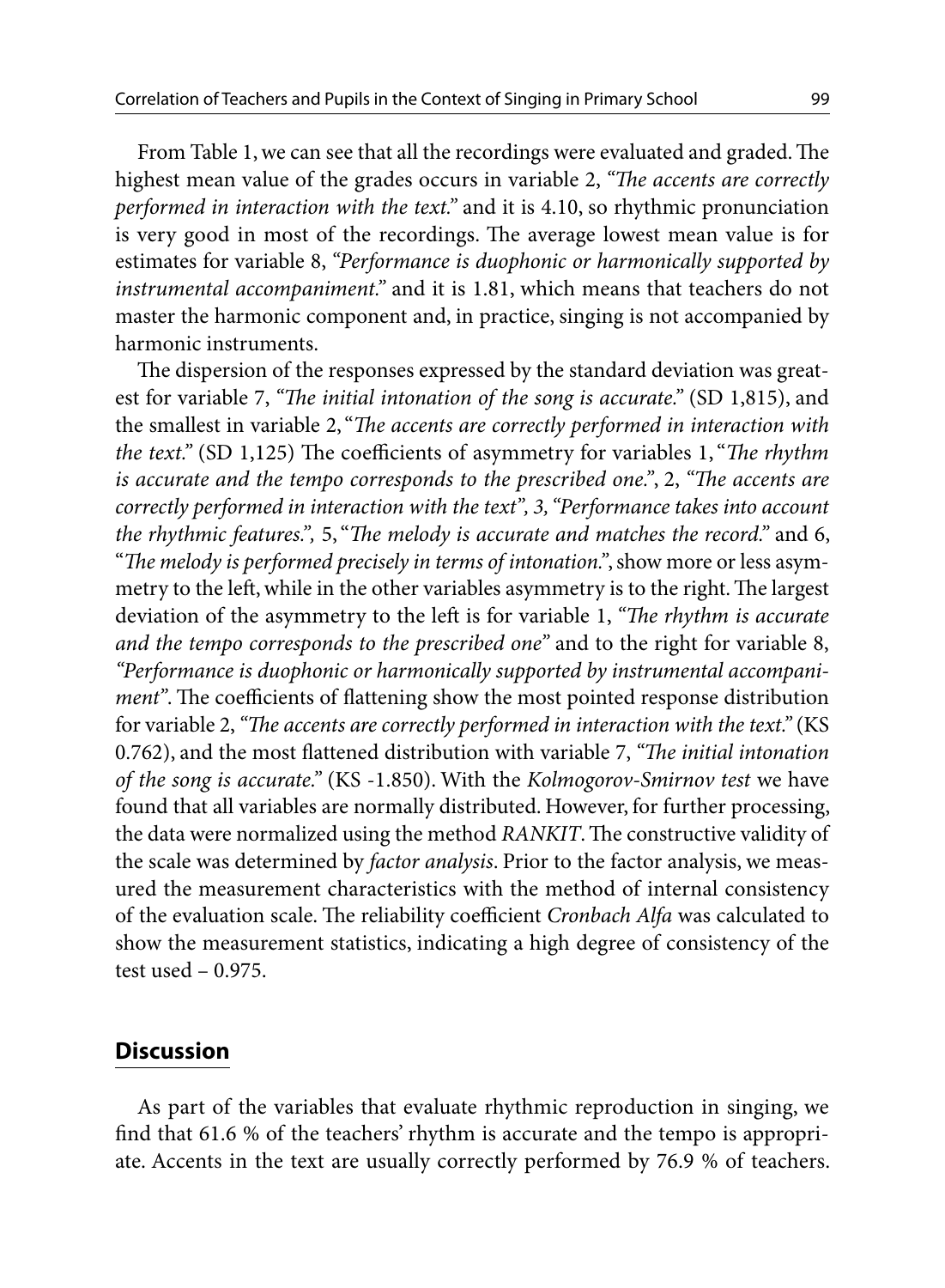From Table 1, we can see that all the recordings were evaluated and graded. The highest mean value of the grades occurs in variable 2, "*The accents are correctly performed in interaction with the text.*" and it is 4.10, so rhythmic pronunciation is very good in most of the recordings. The average lowest mean value is for estimates for variable 8, "*Performance is duophonic or harmonically supported by instrumental accompaniment.*" and it is 1.81, which means that teachers do not master the harmonic component and, in practice, singing is not accompanied by harmonic instruments.

The dispersion of the responses expressed by the standard deviation was greatest for variable 7, "*The initial intonation of the song is accurate.*" (SD 1,815), and the smallest in variable 2, "*The accents are correctly performed in interaction with the text.*" (SD 1,125) The coefficients of asymmetry for variables 1, "*The rhythm is accurate and the tempo corresponds to the prescribed one.*", 2, "*The accents are correctly performed in interaction with the text", 3, "Performance takes into account the rhythmic features.",* 5, "*The melody is accurate and matches the record.*" and 6, "*The melody is performed precisely in terms of intonation.*", show more or less asymmetry to the left, while in the other variables asymmetry is to the right. The largest deviation of the asymmetry to the left is for variable 1, "*The rhythm is accurate and the tempo corresponds to the prescribed one*" and to the right for variable 8, *"Performance is duophonic or harmonically supported by instrumental accompaniment*". The coefficients of flattening show the most pointed response distribution for variable 2, "*The accents are correctly performed in interaction with the text.*" (KS 0.762), and the most flattened distribution with variable 7, "*The initial intonation of the song is accurate.*" (KS -1.850). With the *Kolmogorov-Smirnov test* we have found that all variables are normally distributed. However, for further processing, the data were normalized using the method *RANKIT*. The constructive validity of the scale was determined by *factor analysis*. Prior to the factor analysis, we measured the measurement characteristics with the method of internal consistency of the evaluation scale. The reliability coefficient *Cronbach Alfa* was calculated to show the measurement statistics, indicating a high degree of consistency of the test used – 0.975.

## Discussion

As part of the variables that evaluate rhythmic reproduction in singing, we find that 61.6 % of the teachers' rhythm is accurate and the tempo is appropriate. Accents in the text are usually correctly performed by 76.9 % of teachers.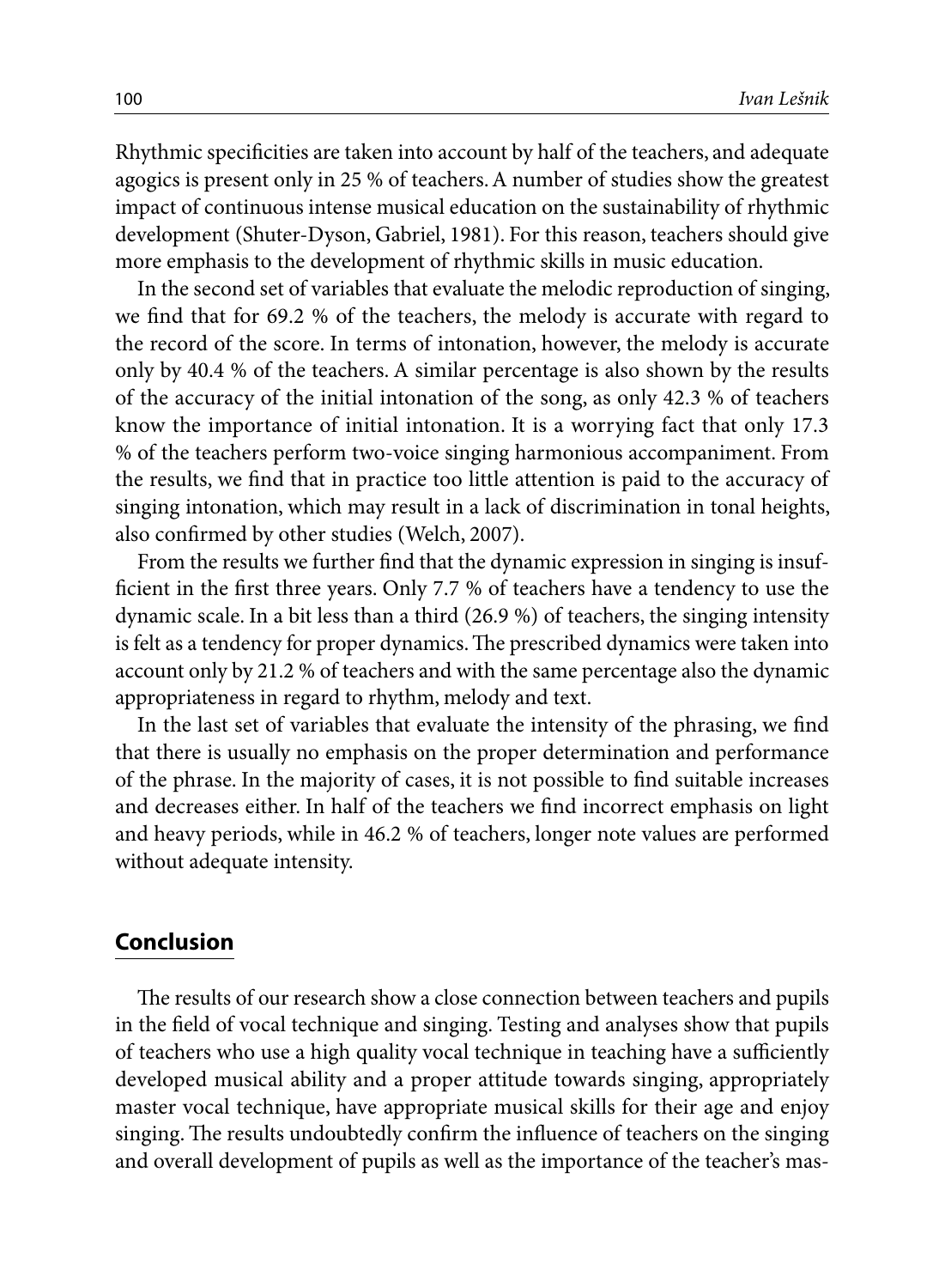Rhythmic specificities are taken into account by half of the teachers, and adequate agogics is present only in 25 % of teachers. A number of studies show the greatest impact of continuous intense musical education on the sustainability of rhythmic development (Shuter-Dyson, Gabriel, 1981). For this reason, teachers should give more emphasis to the development of rhythmic skills in music education.

In the second set of variables that evaluate the melodic reproduction of singing, we find that for 69.2 % of the teachers, the melody is accurate with regard to the record of the score. In terms of intonation, however, the melody is accurate only by 40.4 % of the teachers. A similar percentage is also shown by the results of the accuracy of the initial intonation of the song, as only 42.3 % of teachers know the importance of initial intonation. It is a worrying fact that only 17.3 % of the teachers perform two-voice singing harmonious accompaniment. From the results, we find that in practice too little attention is paid to the accuracy of singing intonation, which may result in a lack of discrimination in tonal heights, also confirmed by other studies (Welch, 2007).

From the results we further find that the dynamic expression in singing is insufficient in the first three years. Only 7.7 % of teachers have a tendency to use the dynamic scale. In a bit less than a third (26.9 %) of teachers, the singing intensity is felt as a tendency for proper dynamics. The prescribed dynamics were taken into account only by 21.2 % of teachers and with the same percentage also the dynamic appropriateness in regard to rhythm, melody and text.

In the last set of variables that evaluate the intensity of the phrasing, we find that there is usually no emphasis on the proper determination and performance of the phrase. In the majority of cases, it is not possible to find suitable increases and decreases either. In half of the teachers we find incorrect emphasis on light and heavy periods, while in 46.2 % of teachers, longer note values are performed without adequate intensity.

## Conclusion

The results of our research show a close connection between teachers and pupils in the field of vocal technique and singing. Testing and analyses show that pupils of teachers who use a high quality vocal technique in teaching have a sufficiently developed musical ability and a proper attitude towards singing, appropriately master vocal technique, have appropriate musical skills for their age and enjoy singing. The results undoubtedly confirm the influence of teachers on the singing and overall development of pupils as well as the importance of the teacher's mas-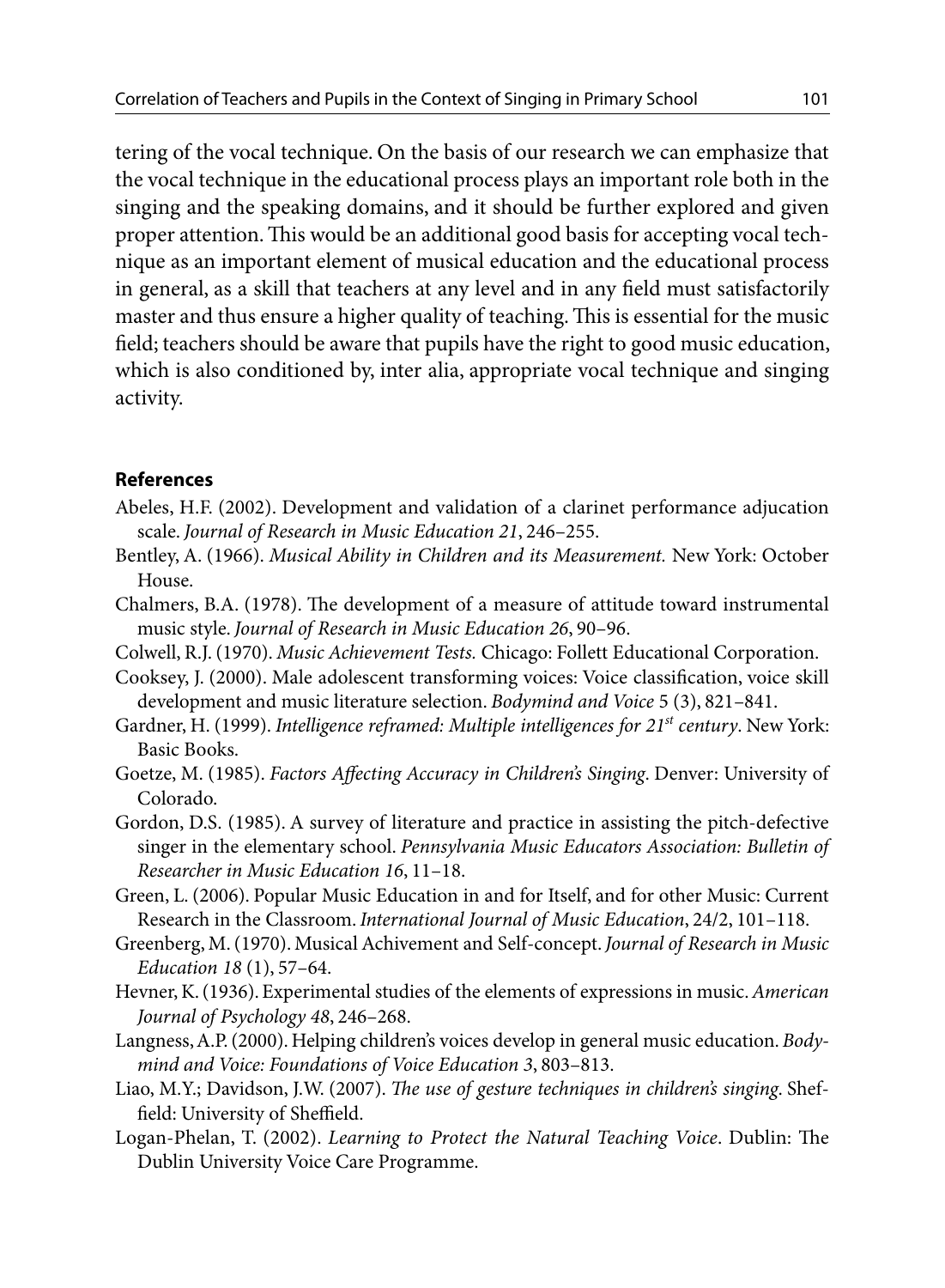tering of the vocal technique. On the basis of our research we can emphasize that the vocal technique in the educational process plays an important role both in the singing and the speaking domains, and it should be further explored and given proper attention. This would be an additional good basis for accepting vocal technique as an important element of musical education and the educational process in general, as a skill that teachers at any level and in any field must satisfactorily master and thus ensure a higher quality of teaching. This is essential for the music field; teachers should be aware that pupils have the right to good music education, which is also conditioned by, inter alia, appropriate vocal technique and singing activity.

## References

Abeles, H.F. (2002). Development and validation of a clarinet performance adjucation scale. *Journal of Research in Music Education 21*, 246–255.

Bentley, A. (1966). *Musical Ability in Children and its Measurement.* New York: October House.

Chalmers, B.A. (1978). The development of a measure of attitude toward instrumental music style. *Journal of Research in Music Education 26*, 90–96.

Colwell, R.J. (1970). *Music Achievement Tests.* Chicago: Follett Educational Corporation.

Cooksey, J. (2000). Male adolescent transforming voices: Voice classification, voice skill development and music literature selection. *Bodymind and Voice* 5 (3), 821–841.

Gardner, H. (1999). *Intelligence reframed: Multiple intelligences for 21st century*. New York: Basic Books.

Goetze, M. (1985). *Factors Affecting Accuracy in Children's Singing*. Denver: University of Colorado.

Gordon, D.S. (1985). A survey of literature and practice in assisting the pitch-defective singer in the elementary school. *Pennsylvania Music Educators Association: Bulletin of Researcher in Music Education 16*, 11–18.

Green, L. (2006). Popular Music Education in and for Itself, and for other Music: Current Research in the Classroom. *International Journal of Music Education*, 24/2, 101–118.

Greenberg, M. (1970). Musical Achivement and Self-concept. *Journal of Research in Music Education 18* (1), 57–64.

Hevner, K. (1936). Experimental studies of the elements of expressions in music. *American Journal of Psychology 48*, 246–268.

Langness, A.P. (2000). Helping children's voices develop in general music education. *Bodymind and Voice: Foundations of Voice Education 3*, 803–813.

Liao, M.Y.; Davidson, J.W. (2007). *The use of gesture techniques in children's singing*. Sheffield: University of Sheffield.

Logan-Phelan, T. (2002). *Learning to Protect the Natural Teaching Voice*. Dublin: The Dublin University Voice Care Programme.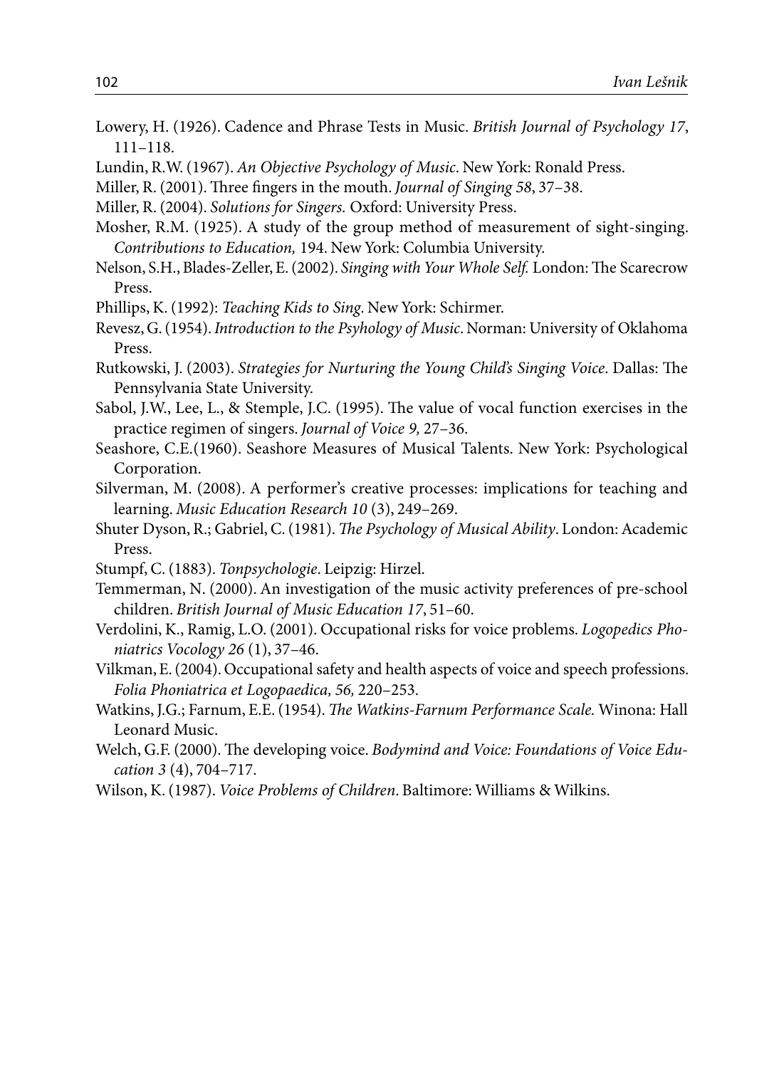Lowery, H. (1926). Cadence and Phrase Tests in Music. *British Journal of Psychology 17*, 111–118.

Lundin, R.W. (1967). *An Objective Psychology of Music*. New York: Ronald Press.

Miller, R. (2001). Three fingers in the mouth. *Journal of Singing 58*, 37–38.

Miller, R. (2004). *Solutions for Singers.* Oxford: University Press.

Mosher, R.M. (1925). A study of the group method of measurement of sight-singing. *Contributions to Education,* 194. New York: Columbia University.

Nelson, S.H., Blades-Zeller, E. (2002). *Singing with Your Whole Self.* London: The Scarecrow Press.

Phillips, K. (1992): *Teaching Kids to Sing*. New York: Schirmer.

Revesz, G. (1954). *Introduction to the Psyhology of Music*. Norman: University of Oklahoma Press.

Rutkowski, J. (2003). *Strategies for Nurturing the Young Child's Singing Voice*. Dallas: The Pennsylvania State University.

Sabol, J.W., Lee, L., & Stemple, J.C. (1995). The value of vocal function exercises in the practice regimen of singers. *Journal of Voice 9,* 27–36.

Seashore, C.E.(1960). Seashore Measures of Musical Talents. New York: Psychological Corporation.

Silverman, M. (2008). A performer's creative processes: implications for teaching and learning. *Music Education Research 10* (3), 249–269.

Shuter Dyson, R.; Gabriel, C. (1981). *The Psychology of Musical Ability*. London: Academic Press.

Stumpf, C. (1883). *Tonpsychologie*. Leipzig: Hirzel.

Temmerman, N. (2000). An investigation of the music activity preferences of pre-school children. *British Journal of Music Education 17*, 51–60.

Verdolini, K., Ramig, L.O. (2001). Occupational risks for voice problems. *Logopedics Phoniatrics Vocology 26* (1), 37–46.

Vilkman, E. (2004). Occupational safety and health aspects of voice and speech professions. *Folia Phoniatrica et Logopaedica, 56,* 220–253.

Watkins, J.G.; Farnum, E.E. (1954). *The Watkins-Farnum Performance Scale.* Winona: Hall Leonard Music.

Welch, G.F. (2000). The developing voice. *Bodymind and Voice: Foundations of Voice Education 3* (4), 704–717.

Wilson, K. (1987). *Voice Problems of Children*. Baltimore: Williams & Wilkins.